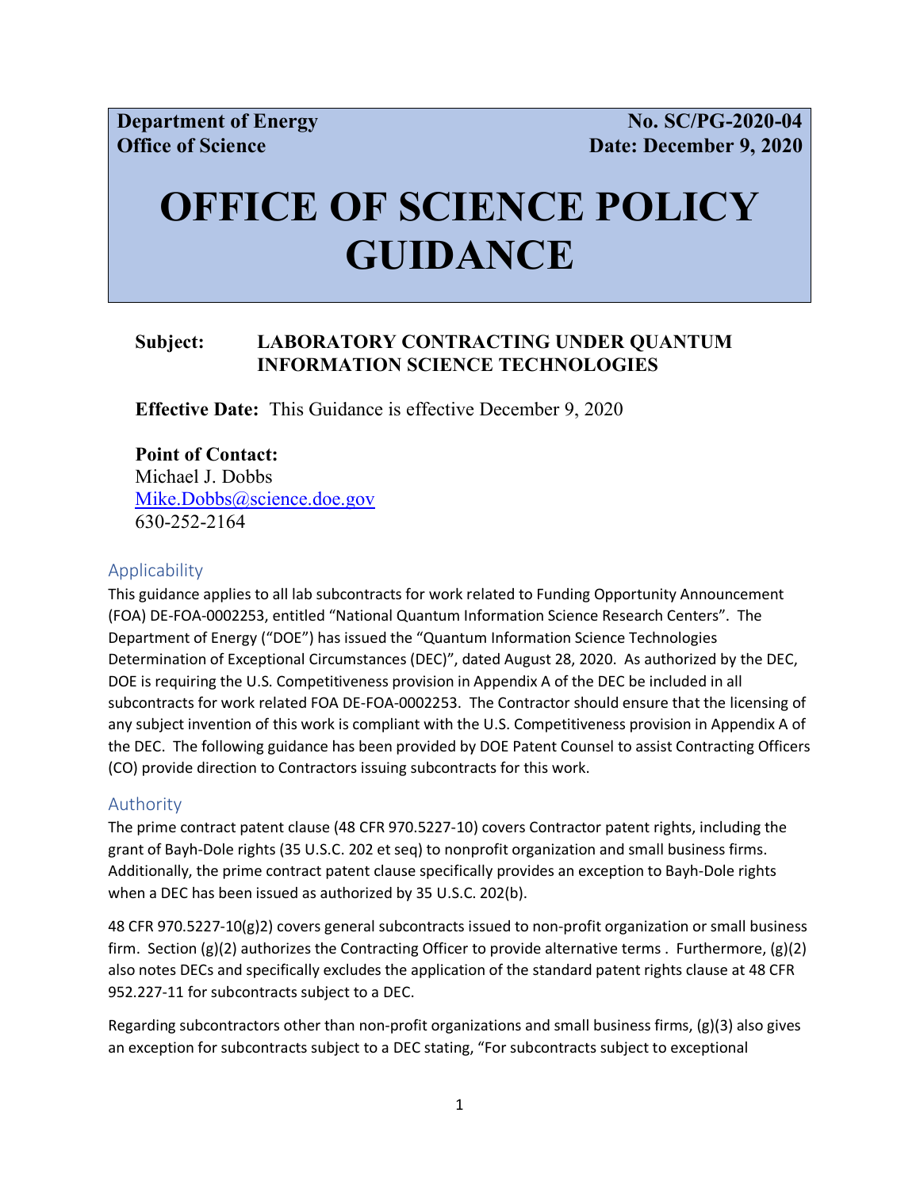**Department of Energy** **No. SC/PG-2020-04**
**Office of Science** **Date: December 9, 2020**

# OFFICE OF SCIENCE POLICY GUIDANCE

**Subject:** **LABORATORY CONTRACTING UNDER QUANTUM INFORMATION SCIENCE TECHNOLOGIES**

**Effective Date:** This Guidance is effective December 9, 2020

**Point of Contact:**
Michael J. Dobbs
Mike.Dobbs@science.doe.gov
630-252-2164

## Applicability

This guidance applies to all lab subcontracts for work related to Funding Opportunity Announcement (FOA) DE-FOA-0002253, entitled "National Quantum Information Science Research Centers". The Department of Energy ("DOE") has issued the "Quantum Information Science Technologies Determination of Exceptional Circumstances (DEC)", dated August 28, 2020. As authorized by the DEC, DOE is requiring the U.S. Competitiveness provision in Appendix A of the DEC be included in all subcontracts for work related FOA DE-FOA-0002253. The Contractor should ensure that the licensing of any subject invention of this work is compliant with the U.S. Competitiveness provision in Appendix A of the DEC. The following guidance has been provided by DOE Patent Counsel to assist Contracting Officers (CO) provide direction to Contractors issuing subcontracts for this work.

## Authority

The prime contract patent clause (48 CFR 970.5227-10) covers Contractor patent rights, including the grant of Bayh-Dole rights (35 U.S.C. 202 et seq) to nonprofit organization and small business firms. Additionally, the prime contract patent clause specifically provides an exception to Bayh-Dole rights when a DEC has been issued as authorized by 35 U.S.C. 202(b).

48 CFR 970.5227-10(g)2) covers general subcontracts issued to non-profit organization or small business firm. Section (g)(2) authorizes the Contracting Officer to provide alternative terms . Furthermore, (g)(2) also notes DECs and specifically excludes the application of the standard patent rights clause at 48 CFR 952.227-11 for subcontracts subject to a DEC.

Regarding subcontractors other than non-profit organizations and small business firms, (g)(3) also gives an exception for subcontracts subject to a DEC stating, "For subcontracts subject to exceptional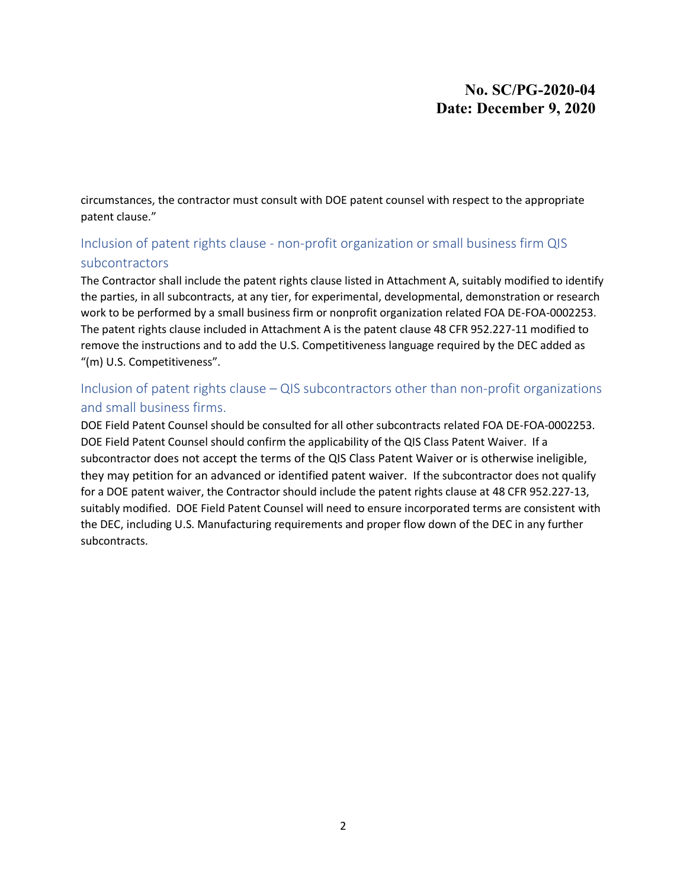circumstances, the contractor must consult with DOE patent counsel with respect to the appropriate patent clause."

## Inclusion of patent rights clause - non-profit organization or small business firm QIS subcontractors

The Contractor shall include the patent rights clause listed in Attachment A, suitably modified to identify the parties, in all subcontracts, at any tier, for experimental, developmental, demonstration or research work to be performed by a small business firm or nonprofit organization related FOA DE-FOA-0002253. The patent rights clause included in Attachment A is the patent clause 48 CFR 952.227-11 modified to remove the instructions and to add the U.S. Competitiveness language required by the DEC added as "(m) U.S. Competitiveness".

## Inclusion of patent rights clause – QIS subcontractors other than non-profit organizations and small business firms.

DOE Field Patent Counsel should be consulted for all other subcontracts related FOA DE-FOA-0002253. DOE Field Patent Counsel should confirm the applicability of the QIS Class Patent Waiver. If a subcontractor does not accept the terms of the QIS Class Patent Waiver or is otherwise ineligible, they may petition for an advanced or identified patent waiver. If the subcontractor does not qualify for a DOE patent waiver, the Contractor should include the patent rights clause at 48 CFR 952.227-13, suitably modified. DOE Field Patent Counsel will need to ensure incorporated terms are consistent with the DEC, including U.S. Manufacturing requirements and proper flow down of the DEC in any further subcontracts.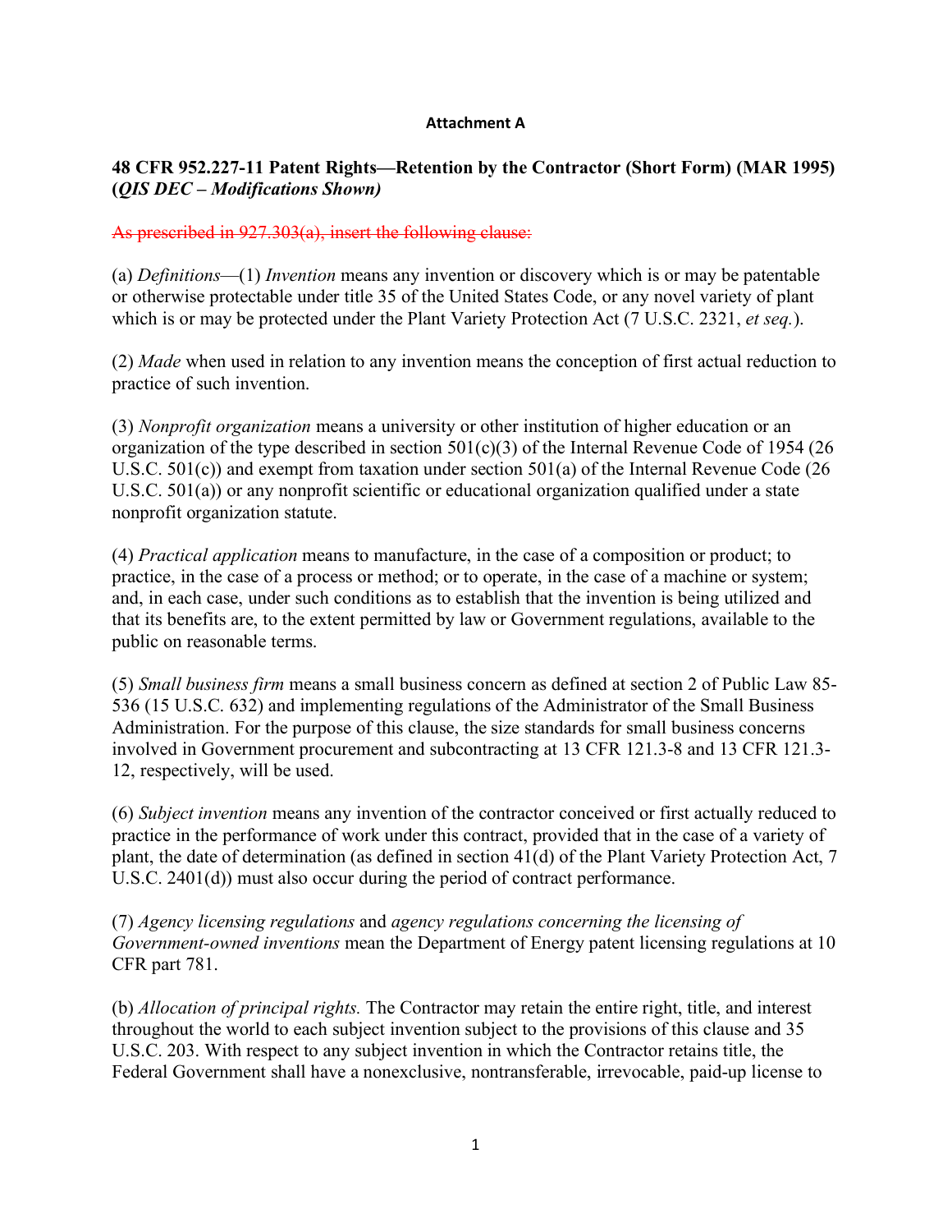**Attachment A**

**48 CFR 952.227-11 Patent Rights—Retention by the Contractor (Short Form) (MAR 1995) (*QIS DEC – Modifications Shown)***

~~As prescribed in 927.303(a), insert the following clause:~~

(a) *Definitions*—(1) *Invention* means any invention or discovery which is or may be patentable or otherwise protectable under title 35 of the United States Code, or any novel variety of plant which is or may be protected under the Plant Variety Protection Act (7 U.S.C. 2321, *et seq.*).

(2) *Made* when used in relation to any invention means the conception of first actual reduction to practice of such invention.

(3) *Nonprofit organization* means a university or other institution of higher education or an organization of the type described in section 501(c)(3) of the Internal Revenue Code of 1954 (26 U.S.C. 501(c)) and exempt from taxation under section 501(a) of the Internal Revenue Code (26 U.S.C. 501(a)) or any nonprofit scientific or educational organization qualified under a state nonprofit organization statute.

(4) *Practical application* means to manufacture, in the case of a composition or product; to practice, in the case of a process or method; or to operate, in the case of a machine or system; and, in each case, under such conditions as to establish that the invention is being utilized and that its benefits are, to the extent permitted by law or Government regulations, available to the public on reasonable terms.

(5) *Small business firm* means a small business concern as defined at section 2 of Public Law 85-536 (15 U.S.C. 632) and implementing regulations of the Administrator of the Small Business Administration. For the purpose of this clause, the size standards for small business concerns involved in Government procurement and subcontracting at 13 CFR 121.3-8 and 13 CFR 121.3-12, respectively, will be used.

(6) *Subject invention* means any invention of the contractor conceived or first actually reduced to practice in the performance of work under this contract, provided that in the case of a variety of plant, the date of determination (as defined in section 41(d) of the Plant Variety Protection Act, 7 U.S.C. 2401(d)) must also occur during the period of contract performance.

(7) *Agency licensing regulations* and *agency regulations concerning the licensing of Government-owned inventions* mean the Department of Energy patent licensing regulations at 10 CFR part 781.

(b) *Allocation of principal rights.* The Contractor may retain the entire right, title, and interest throughout the world to each subject invention subject to the provisions of this clause and 35 U.S.C. 203. With respect to any subject invention in which the Contractor retains title, the Federal Government shall have a nonexclusive, nontransferable, irrevocable, paid-up license to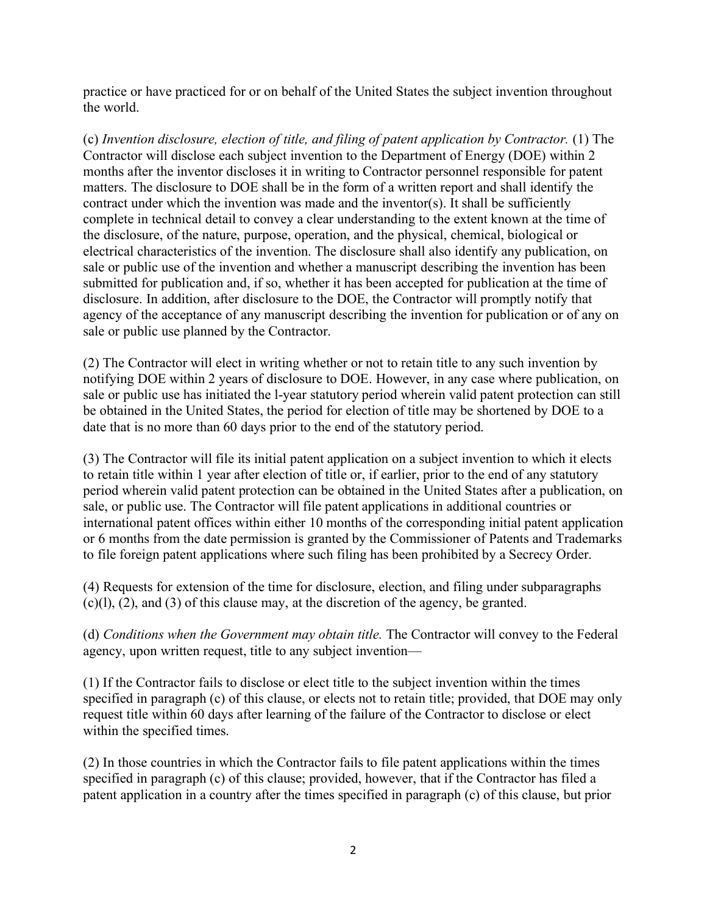practice or have practiced for or on behalf of the United States the subject invention throughout the world.

(c) *Invention disclosure, election of title, and filing of patent application by Contractor.* (1) The Contractor will disclose each subject invention to the Department of Energy (DOE) within 2 months after the inventor discloses it in writing to Contractor personnel responsible for patent matters. The disclosure to DOE shall be in the form of a written report and shall identify the contract under which the invention was made and the inventor(s). It shall be sufficiently complete in technical detail to convey a clear understanding to the extent known at the time of the disclosure, of the nature, purpose, operation, and the physical, chemical, biological or electrical characteristics of the invention. The disclosure shall also identify any publication, on sale or public use of the invention and whether a manuscript describing the invention has been submitted for publication and, if so, whether it has been accepted for publication at the time of disclosure. In addition, after disclosure to the DOE, the Contractor will promptly notify that agency of the acceptance of any manuscript describing the invention for publication or of any on sale or public use planned by the Contractor.

(2) The Contractor will elect in writing whether or not to retain title to any such invention by notifying DOE within 2 years of disclosure to DOE. However, in any case where publication, on sale or public use has initiated the l-year statutory period wherein valid patent protection can still be obtained in the United States, the period for election of title may be shortened by DOE to a date that is no more than 60 days prior to the end of the statutory period.

(3) The Contractor will file its initial patent application on a subject invention to which it elects to retain title within 1 year after election of title or, if earlier, prior to the end of any statutory period wherein valid patent protection can be obtained in the United States after a publication, on sale, or public use. The Contractor will file patent applications in additional countries or international patent offices within either 10 months of the corresponding initial patent application or 6 months from the date permission is granted by the Commissioner of Patents and Trademarks to file foreign patent applications where such filing has been prohibited by a Secrecy Order.

(4) Requests for extension of the time for disclosure, election, and filing under subparagraphs (c)(l), (2), and (3) of this clause may, at the discretion of the agency, be granted.

(d) *Conditions when the Government may obtain title.* The Contractor will convey to the Federal agency, upon written request, title to any subject invention—

(1) If the Contractor fails to disclose or elect title to the subject invention within the times specified in paragraph (c) of this clause, or elects not to retain title; provided, that DOE may only request title within 60 days after learning of the failure of the Contractor to disclose or elect within the specified times.

(2) In those countries in which the Contractor fails to file patent applications within the times specified in paragraph (c) of this clause; provided, however, that if the Contractor has filed a patent application in a country after the times specified in paragraph (c) of this clause, but prior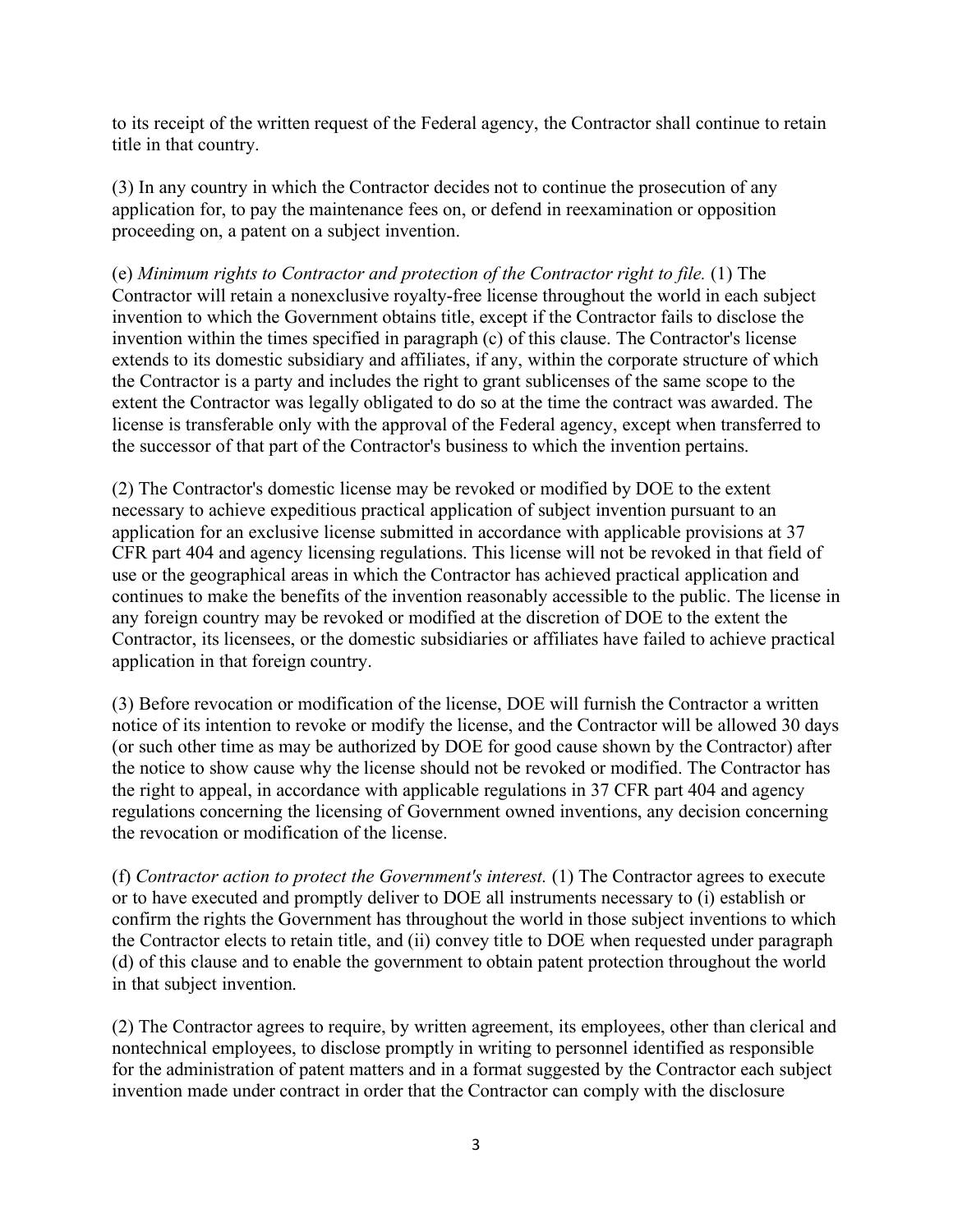to its receipt of the written request of the Federal agency, the Contractor shall continue to retain title in that country.

(3) In any country in which the Contractor decides not to continue the prosecution of any application for, to pay the maintenance fees on, or defend in reexamination or opposition proceeding on, a patent on a subject invention.

(e) *Minimum rights to Contractor and protection of the Contractor right to file.* (1) The Contractor will retain a nonexclusive royalty-free license throughout the world in each subject invention to which the Government obtains title, except if the Contractor fails to disclose the invention within the times specified in paragraph (c) of this clause. The Contractor's license extends to its domestic subsidiary and affiliates, if any, within the corporate structure of which the Contractor is a party and includes the right to grant sublicenses of the same scope to the extent the Contractor was legally obligated to do so at the time the contract was awarded. The license is transferable only with the approval of the Federal agency, except when transferred to the successor of that part of the Contractor's business to which the invention pertains.

(2) The Contractor's domestic license may be revoked or modified by DOE to the extent necessary to achieve expeditious practical application of subject invention pursuant to an application for an exclusive license submitted in accordance with applicable provisions at 37 CFR part 404 and agency licensing regulations. This license will not be revoked in that field of use or the geographical areas in which the Contractor has achieved practical application and continues to make the benefits of the invention reasonably accessible to the public. The license in any foreign country may be revoked or modified at the discretion of DOE to the extent the Contractor, its licensees, or the domestic subsidiaries or affiliates have failed to achieve practical application in that foreign country.

(3) Before revocation or modification of the license, DOE will furnish the Contractor a written notice of its intention to revoke or modify the license, and the Contractor will be allowed 30 days (or such other time as may be authorized by DOE for good cause shown by the Contractor) after the notice to show cause why the license should not be revoked or modified. The Contractor has the right to appeal, in accordance with applicable regulations in 37 CFR part 404 and agency regulations concerning the licensing of Government owned inventions, any decision concerning the revocation or modification of the license.

(f) *Contractor action to protect the Government's interest.* (1) The Contractor agrees to execute or to have executed and promptly deliver to DOE all instruments necessary to (i) establish or confirm the rights the Government has throughout the world in those subject inventions to which the Contractor elects to retain title, and (ii) convey title to DOE when requested under paragraph (d) of this clause and to enable the government to obtain patent protection throughout the world in that subject invention.

(2) The Contractor agrees to require, by written agreement, its employees, other than clerical and nontechnical employees, to disclose promptly in writing to personnel identified as responsible for the administration of patent matters and in a format suggested by the Contractor each subject invention made under contract in order that the Contractor can comply with the disclosure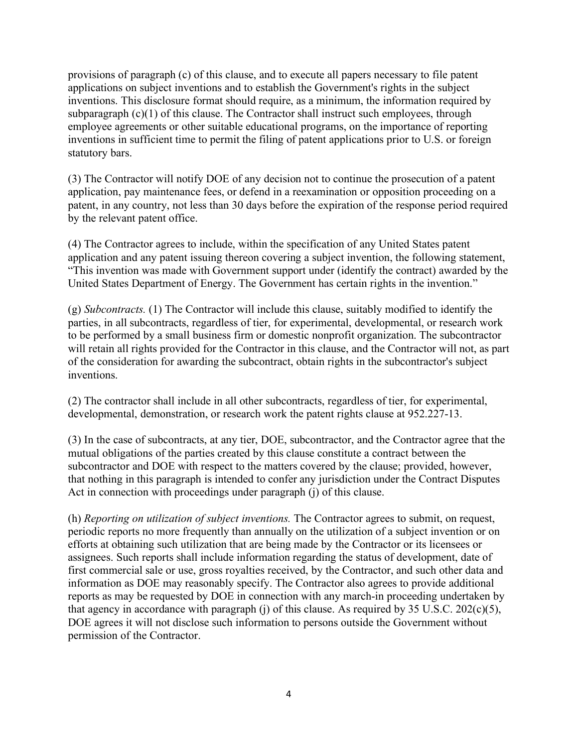provisions of paragraph (c) of this clause, and to execute all papers necessary to file patent applications on subject inventions and to establish the Government's rights in the subject inventions. This disclosure format should require, as a minimum, the information required by subparagraph (c)(1) of this clause. The Contractor shall instruct such employees, through employee agreements or other suitable educational programs, on the importance of reporting inventions in sufficient time to permit the filing of patent applications prior to U.S. or foreign statutory bars.

(3) The Contractor will notify DOE of any decision not to continue the prosecution of a patent application, pay maintenance fees, or defend in a reexamination or opposition proceeding on a patent, in any country, not less than 30 days before the expiration of the response period required by the relevant patent office.

(4) The Contractor agrees to include, within the specification of any United States patent application and any patent issuing thereon covering a subject invention, the following statement, "This invention was made with Government support under (identify the contract) awarded by the United States Department of Energy. The Government has certain rights in the invention."

(g) *Subcontracts.* (1) The Contractor will include this clause, suitably modified to identify the parties, in all subcontracts, regardless of tier, for experimental, developmental, or research work to be performed by a small business firm or domestic nonprofit organization. The subcontractor will retain all rights provided for the Contractor in this clause, and the Contractor will not, as part of the consideration for awarding the subcontract, obtain rights in the subcontractor's subject inventions.

(2) The contractor shall include in all other subcontracts, regardless of tier, for experimental, developmental, demonstration, or research work the patent rights clause at 952.227-13.

(3) In the case of subcontracts, at any tier, DOE, subcontractor, and the Contractor agree that the mutual obligations of the parties created by this clause constitute a contract between the subcontractor and DOE with respect to the matters covered by the clause; provided, however, that nothing in this paragraph is intended to confer any jurisdiction under the Contract Disputes Act in connection with proceedings under paragraph (j) of this clause.

(h) *Reporting on utilization of subject inventions.* The Contractor agrees to submit, on request, periodic reports no more frequently than annually on the utilization of a subject invention or on efforts at obtaining such utilization that are being made by the Contractor or its licensees or assignees. Such reports shall include information regarding the status of development, date of first commercial sale or use, gross royalties received, by the Contractor, and such other data and information as DOE may reasonably specify. The Contractor also agrees to provide additional reports as may be requested by DOE in connection with any march-in proceeding undertaken by that agency in accordance with paragraph (j) of this clause. As required by 35 U.S.C. 202(c)(5), DOE agrees it will not disclose such information to persons outside the Government without permission of the Contractor.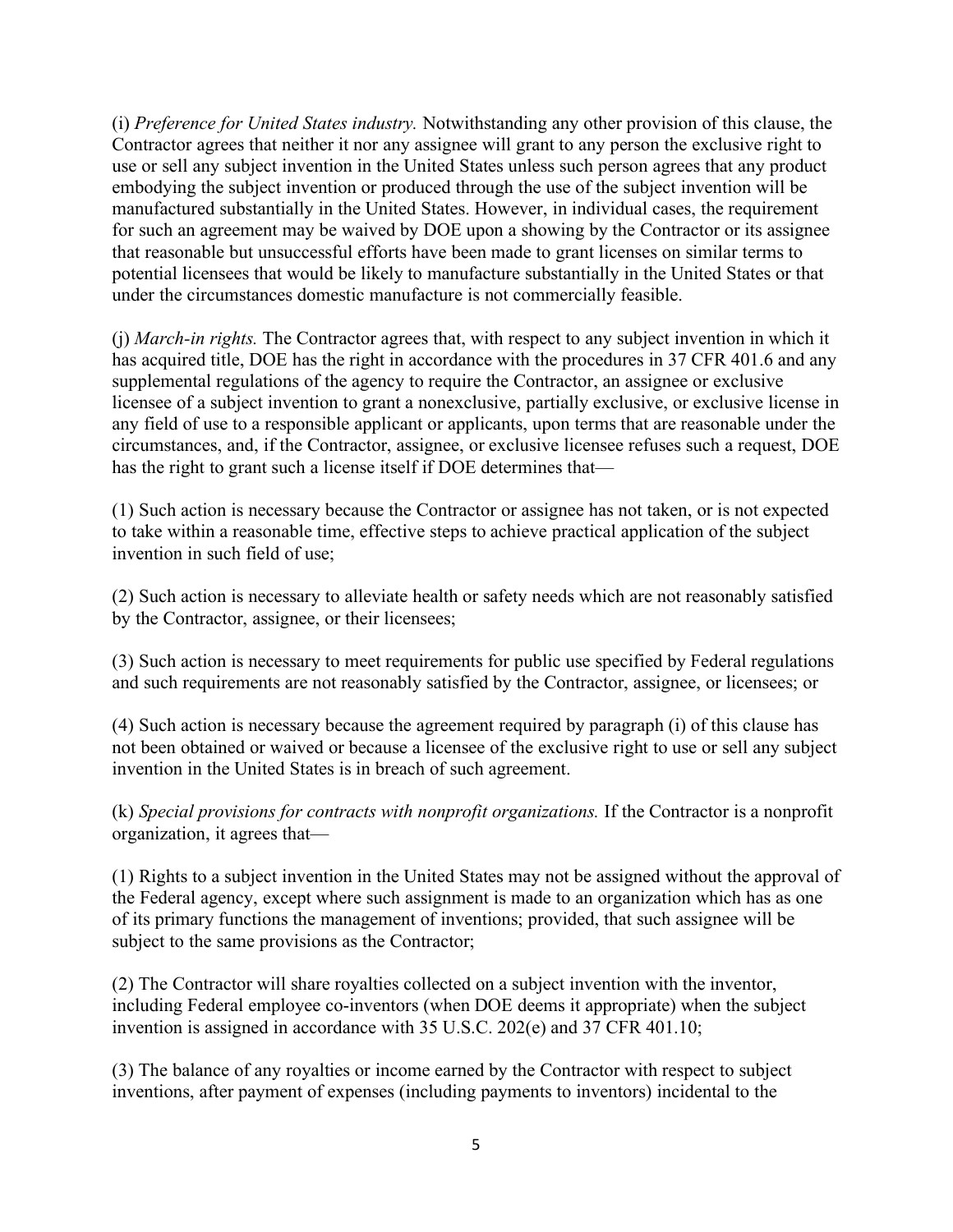(i) *Preference for United States industry.* Notwithstanding any other provision of this clause, the Contractor agrees that neither it nor any assignee will grant to any person the exclusive right to use or sell any subject invention in the United States unless such person agrees that any product embodying the subject invention or produced through the use of the subject invention will be manufactured substantially in the United States. However, in individual cases, the requirement for such an agreement may be waived by DOE upon a showing by the Contractor or its assignee that reasonable but unsuccessful efforts have been made to grant licenses on similar terms to potential licensees that would be likely to manufacture substantially in the United States or that under the circumstances domestic manufacture is not commercially feasible.

(j) *March-in rights.* The Contractor agrees that, with respect to any subject invention in which it has acquired title, DOE has the right in accordance with the procedures in 37 CFR 401.6 and any supplemental regulations of the agency to require the Contractor, an assignee or exclusive licensee of a subject invention to grant a nonexclusive, partially exclusive, or exclusive license in any field of use to a responsible applicant or applicants, upon terms that are reasonable under the circumstances, and, if the Contractor, assignee, or exclusive licensee refuses such a request, DOE has the right to grant such a license itself if DOE determines that—

(1) Such action is necessary because the Contractor or assignee has not taken, or is not expected to take within a reasonable time, effective steps to achieve practical application of the subject invention in such field of use;

(2) Such action is necessary to alleviate health or safety needs which are not reasonably satisfied by the Contractor, assignee, or their licensees;

(3) Such action is necessary to meet requirements for public use specified by Federal regulations and such requirements are not reasonably satisfied by the Contractor, assignee, or licensees; or

(4) Such action is necessary because the agreement required by paragraph (i) of this clause has not been obtained or waived or because a licensee of the exclusive right to use or sell any subject invention in the United States is in breach of such agreement.

(k) *Special provisions for contracts with nonprofit organizations.* If the Contractor is a nonprofit organization, it agrees that—

(1) Rights to a subject invention in the United States may not be assigned without the approval of the Federal agency, except where such assignment is made to an organization which has as one of its primary functions the management of inventions; provided, that such assignee will be subject to the same provisions as the Contractor;

(2) The Contractor will share royalties collected on a subject invention with the inventor, including Federal employee co-inventors (when DOE deems it appropriate) when the subject invention is assigned in accordance with 35 U.S.C. 202(e) and 37 CFR 401.10;

(3) The balance of any royalties or income earned by the Contractor with respect to subject inventions, after payment of expenses (including payments to inventors) incidental to the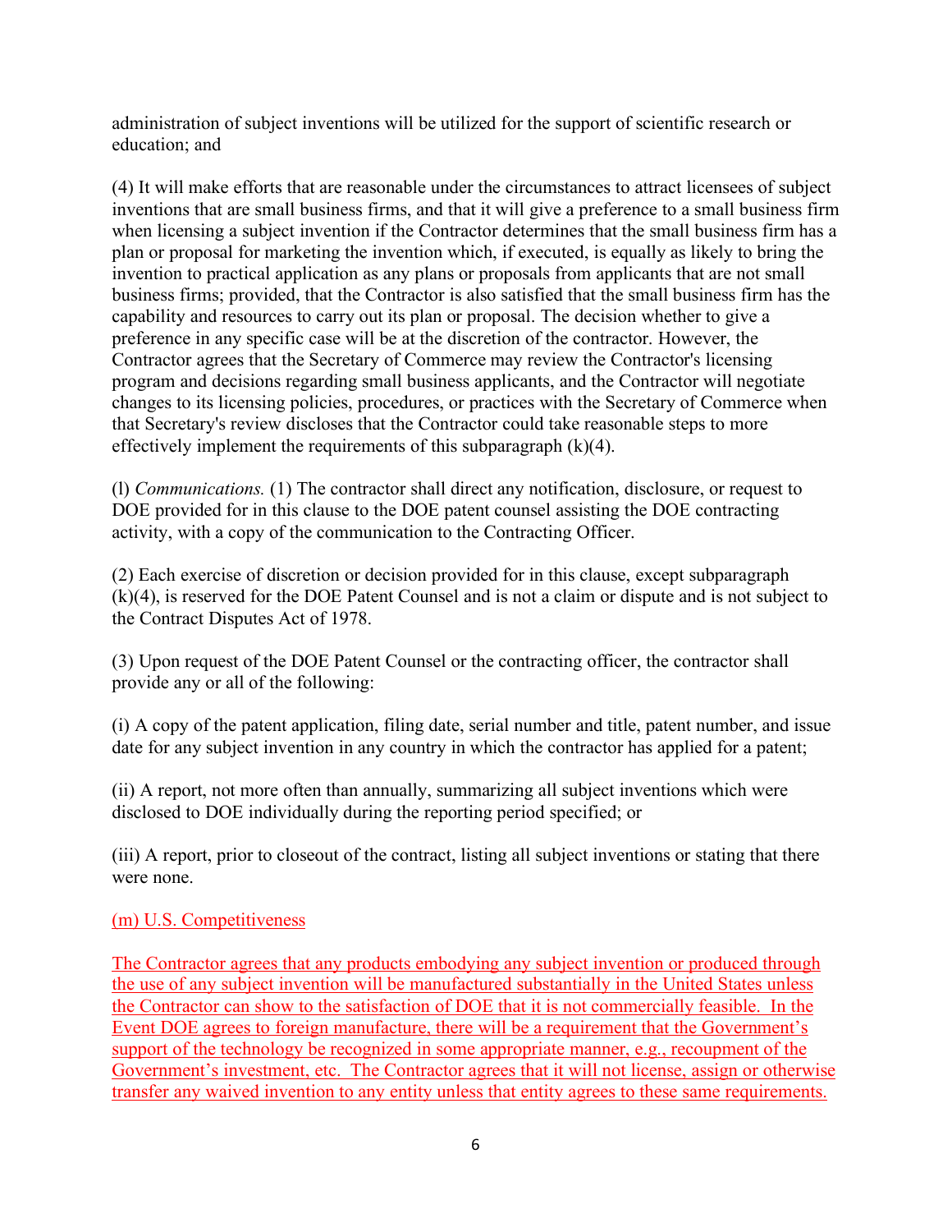administration of subject inventions will be utilized for the support of scientific research or education; and

(4) It will make efforts that are reasonable under the circumstances to attract licensees of subject inventions that are small business firms, and that it will give a preference to a small business firm when licensing a subject invention if the Contractor determines that the small business firm has a plan or proposal for marketing the invention which, if executed, is equally as likely to bring the invention to practical application as any plans or proposals from applicants that are not small business firms; provided, that the Contractor is also satisfied that the small business firm has the capability and resources to carry out its plan or proposal. The decision whether to give a preference in any specific case will be at the discretion of the contractor. However, the Contractor agrees that the Secretary of Commerce may review the Contractor's licensing program and decisions regarding small business applicants, and the Contractor will negotiate changes to its licensing policies, procedures, or practices with the Secretary of Commerce when that Secretary's review discloses that the Contractor could take reasonable steps to more effectively implement the requirements of this subparagraph (k)(4).

(l) *Communications.* (1) The contractor shall direct any notification, disclosure, or request to DOE provided for in this clause to the DOE patent counsel assisting the DOE contracting activity, with a copy of the communication to the Contracting Officer.

(2) Each exercise of discretion or decision provided for in this clause, except subparagraph (k)(4), is reserved for the DOE Patent Counsel and is not a claim or dispute and is not subject to the Contract Disputes Act of 1978.

(3) Upon request of the DOE Patent Counsel or the contracting officer, the contractor shall provide any or all of the following:

(i) A copy of the patent application, filing date, serial number and title, patent number, and issue date for any subject invention in any country in which the contractor has applied for a patent;

(ii) A report, not more often than annually, summarizing all subject inventions which were disclosed to DOE individually during the reporting period specified; or

(iii) A report, prior to closeout of the contract, listing all subject inventions or stating that there were none.

(m) U.S. Competitiveness

The Contractor agrees that any products embodying any subject invention or produced through the use of any subject invention will be manufactured substantially in the United States unless the Contractor can show to the satisfaction of DOE that it is not commercially feasible. In the Event DOE agrees to foreign manufacture, there will be a requirement that the Government's support of the technology be recognized in some appropriate manner, e.g., recoupment of the Government's investment, etc. The Contractor agrees that it will not license, assign or otherwise transfer any waived invention to any entity unless that entity agrees to these same requirements.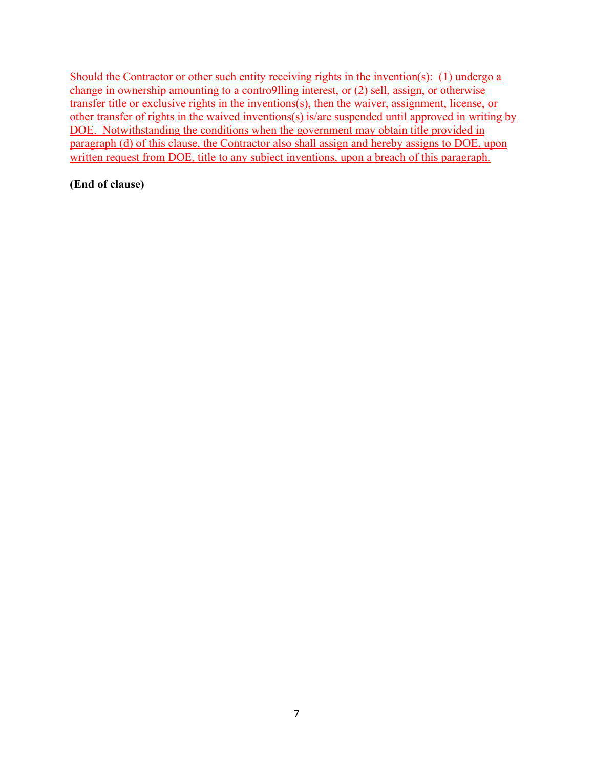Should the Contractor or other such entity receiving rights in the invention(s): (1) undergo a change in ownership amounting to a contro9lling interest, or (2) sell, assign, or otherwise transfer title or exclusive rights in the inventions(s), then the waiver, assignment, license, or other transfer of rights in the waived inventions(s) is/are suspended until approved in writing by DOE. Notwithstanding the conditions when the government may obtain title provided in paragraph (d) of this clause, the Contractor also shall assign and hereby assigns to DOE, upon written request from DOE, title to any subject inventions, upon a breach of this paragraph.

**(End of clause)**